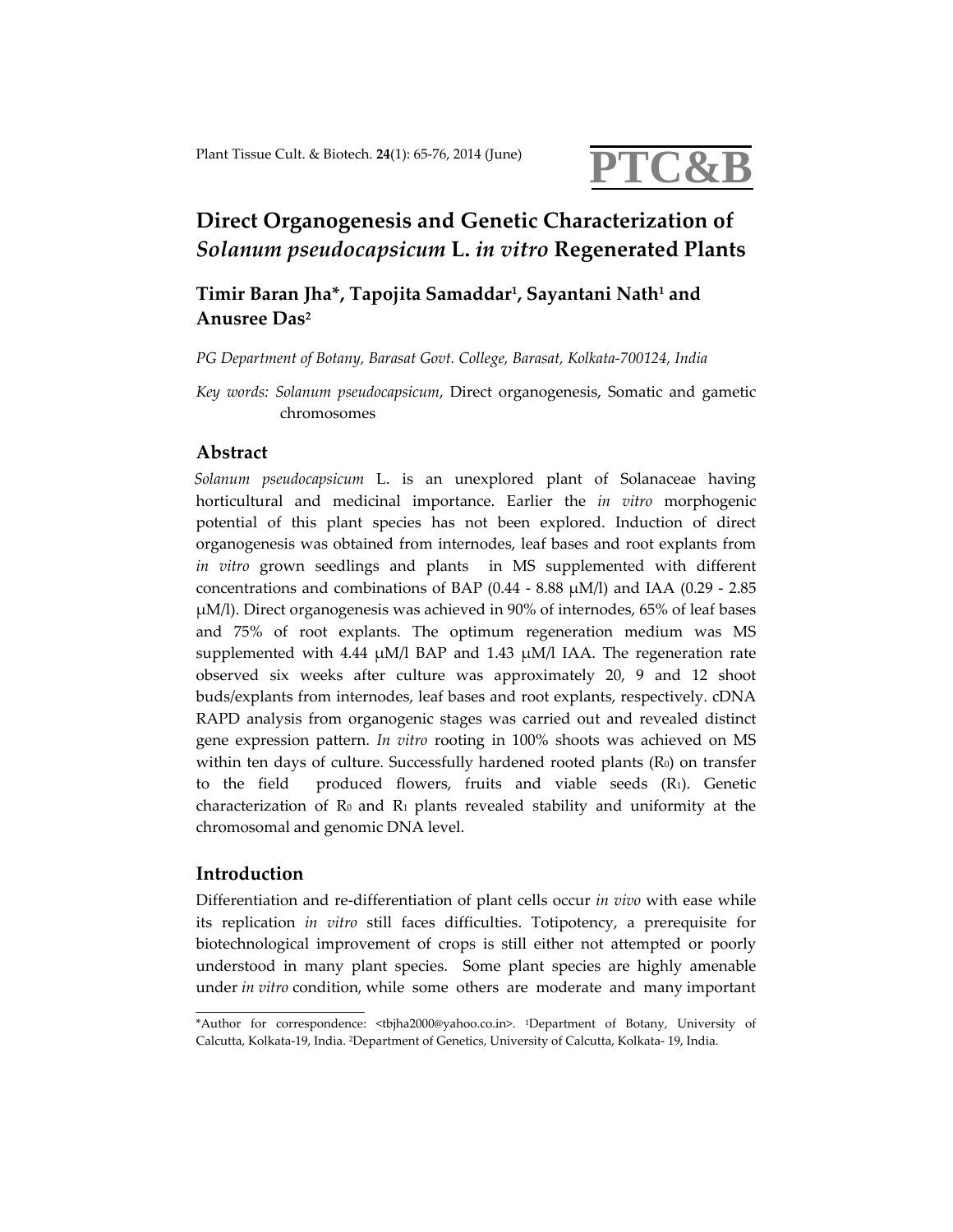# Direct Organogenesis and Genetic Characterization of *Solanum pseudocapsicum* L. *in vitro* Regenerated Plants

**Timir Baran Jha\*, Tapojita Samaddar[1], Sayantani Nath[1] and Anusree Das[2]**

*PG Department of Botany, Barasat Govt. College, Barasat, Kolkata-700124, India*

*Key words:* *Solanum pseudocapsicum*, Direct organogenesis, Somatic and gametic chromosomes

## Abstract

*Solanum pseudocapsicum* L. is an unexplored plant of Solanaceae having horticultural and medicinal importance. Earlier the *in vitro* morphogenic potential of this plant species has not been explored. Induction of direct organogenesis was obtained from internodes, leaf bases and root explants from *in vitro* grown seedlings and plants in MS supplemented with different concentrations and combinations of BAP (0.44 - 8.88 μM/l) and IAA (0.29 - 2.85 μM/l). Direct organogenesis was achieved in 90% of internodes, 65% of leaf bases and 75% of root explants. The optimum regeneration medium was MS supplemented with 4.44 μM/l BAP and 1.43 μM/l IAA. The regeneration rate observed six weeks after culture was approximately 20, 9 and 12 shoot buds/explants from internodes, leaf bases and root explants, respectively. cDNA RAPD analysis from organogenic stages was carried out and revealed distinct gene expression pattern. *In vitro* rooting in 100% shoots was achieved on MS within ten days of culture. Successfully hardened rooted plants ($R_0$) on transfer to the field produced flowers, fruits and viable seeds ($R_1$). Genetic characterization of $R_0$ and $R_1$ plants revealed stability and uniformity at the chromosomal and genomic DNA level.

## Introduction

Differentiation and re-differentiation of plant cells occur *in vivo* with ease while its replication *in vitro* still faces difficulties. Totipotency, a prerequisite for biotechnological improvement of crops is still either not attempted or poorly understood in many plant species. Some plant species are highly amenable under *in vitro* condition, while some others are moderate and many important

---

\*Author for correspondence: <tbjha2000@yahoo.co.in>. [1]Department of Botany, University of Calcutta, Kolkata-19, India. [2]Department of Genetics, University of Calcutta, Kolkata- 19, India.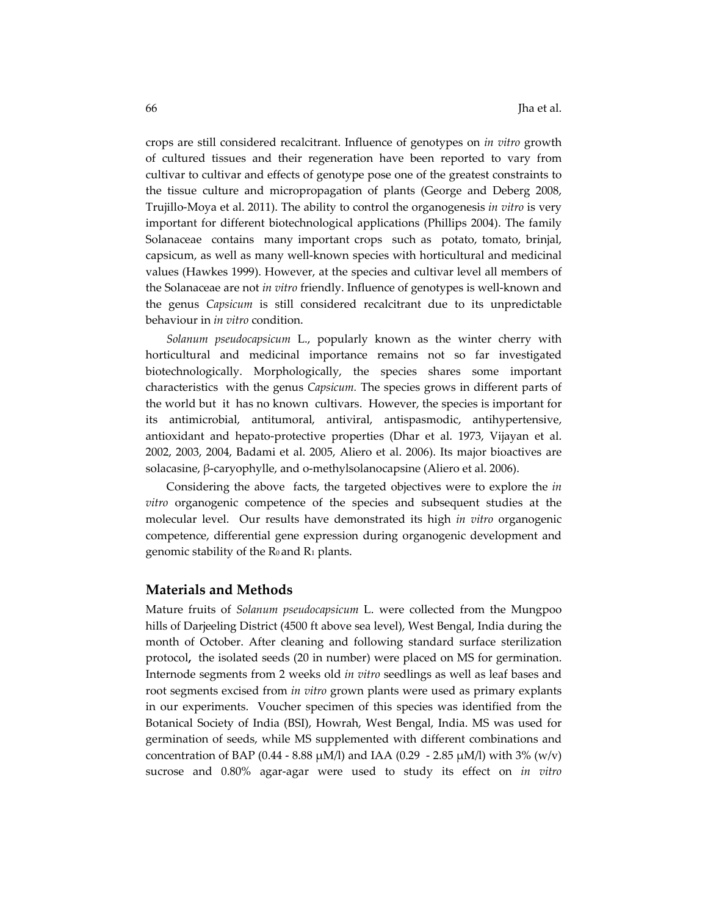crops are still considered recalcitrant. Influence of genotypes on *in vitro* growth of cultured tissues and their regeneration have been reported to vary from cultivar to cultivar and effects of genotype pose one of the greatest constraints to the tissue culture and micropropagation of plants (George and Deberg 2008, Trujillo-Moya et al. 2011). The ability to control the organogenesis *in vitro* is very important for different biotechnological applications (Phillips 2004). The family Solanaceae contains many important crops such as potato, tomato, brinjal, capsicum, as well as many well-known species with horticultural and medicinal values (Hawkes 1999). However, at the species and cultivar level all members of the Solanaceae are not *in vitro* friendly. Influence of genotypes is well-known and the genus *Capsicum* is still considered recalcitrant due to its unpredictable behaviour in *in vitro* condition.

*Solanum pseudocapsicum* L., popularly known as the winter cherry with horticultural and medicinal importance remains not so far investigated biotechnologically. Morphologically, the species shares some important characteristics with the genus *Capsicum.* The species grows in different parts of the world but it has no known cultivars. However, the species is important for its antimicrobial, antitumoral, antiviral, antispasmodic, antihypertensive, antioxidant and hepato-protective properties (Dhar et al. 1973, Vijayan et al. 2002, 2003, 2004, Badami et al. 2005, Aliero et al. 2006). Its major bioactives are solacasine, β-caryophylle, and o-methylsolanocapsine (Aliero et al. 2006).

Considering the above facts, the targeted objectives were to explore the *in vitro* organogenic competence of the species and subsequent studies at the molecular level. Our results have demonstrated its high *in vitro* organogenic competence, differential gene expression during organogenic development and genomic stability of the $R_0$ and $R_1$ plants.

## Materials and Methods

Mature fruits of *Solanum pseudocapsicum* L. were collected from the Mungpoo hills of Darjeeling District (4500 ft above sea level), West Bengal, India during the month of October. After cleaning and following standard surface sterilization protocol**,** the isolated seeds (20 in number) were placed on MS for germination. Internode segments from 2 weeks old *in vitro* seedlings as well as leaf bases and root segments excised from *in vitro* grown plants were used as primary explants in our experiments. Voucher specimen of this species was identified from the Botanical Society of India (BSI), Howrah, West Bengal, India. MS was used for germination of seeds, while MS supplemented with different combinations and concentration of BAP (0.44 - 8.88 μM/l) and IAA (0.29 - 2.85 μM/l) with 3% (w/v) sucrose and 0.80% agar-agar were used to study its effect on *in vitro*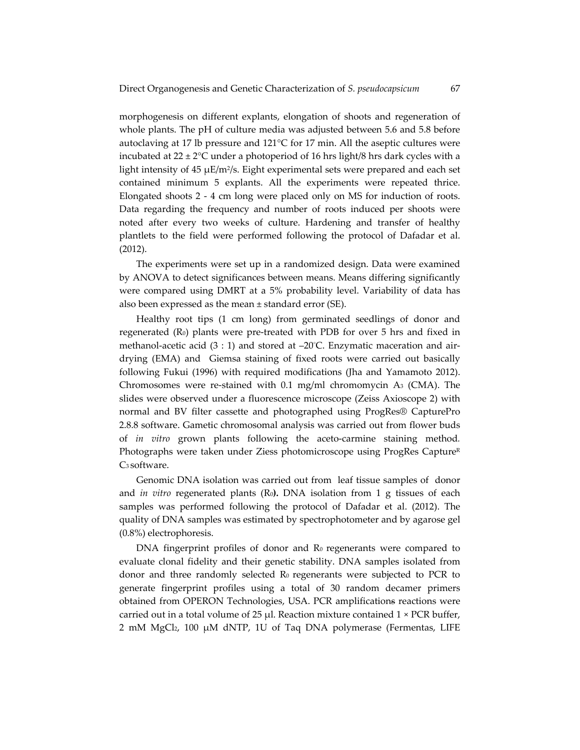morphogenesis on different explants, elongation of shoots and regeneration of whole plants. The pH of culture media was adjusted between 5.6 and 5.8 before autoclaving at 17 lb pressure and 121°C for 17 min. All the aseptic cultures were incubated at 22 ± 2°C under a photoperiod of 16 hrs light/8 hrs dark cycles with a light intensity of 45 μE/m$^2$/s. Eight experimental sets were prepared and each set contained minimum 5 explants. All the experiments were repeated thrice. Elongated shoots 2 - 4 cm long were placed only on MS for induction of roots. Data regarding the frequency and number of roots induced per shoots were noted after every two weeks of culture. Hardening and transfer of healthy plantlets to the field were performed following the protocol of Dafadar et al. (2012).

The experiments were set up in a randomized design. Data were examined by ANOVA to detect significances between means. Means differing significantly were compared using DMRT at a 5% probability level. Variability of data has also been expressed as the mean ± standard error (SE).

Healthy root tips (1 cm long) from germinated seedlings of donor and regenerated ($R_0$) plants were pre-treated with PDB for over 5 hrs and fixed in methanol-acetic acid (3 : 1) and stored at –20°C. Enzymatic maceration and air-drying (EMA) and Giemsa staining of fixed roots were carried out basically following Fukui (1996) with required modifications (Jha and Yamamoto 2012). Chromosomes were re-stained with 0.1 mg/ml chromomycin $A_3$ (CMA). The slides were observed under a fluorescence microscope (Zeiss Axioscope 2) with normal and BV filter cassette and photographed using ProgRes® CapturePro 2.8.8 software. Gametic chromosomal analysis was carried out from flower buds of *in vitro* grown plants following the aceto-carmine staining method. Photographs were taken under Ziess photomicroscope using ProgRes Capture$^R$ $C_3$ software.

Genomic DNA isolation was carried out from leaf tissue samples of donor and *in vitro* regenerated plants ($R_0$**).** DNA isolation from 1 g tissues of each samples was performed following the protocol of Dafadar et al. (2012). The quality of DNA samples was estimated by spectrophotometer and by agarose gel (0.8%) electrophoresis.

DNA fingerprint profiles of donor and $R_0$ regenerants were compared to evaluate clonal fidelity and their genetic stability. DNA samples isolated from donor and three randomly selected $R_0$ regenerants were subjected to PCR to generate fingerprint profiles using a total of 30 random decamer primers obtained from OPERON Technologies, USA. PCR amplifications reactions were carried out in a total volume of 25 μl. Reaction mixture contained 1 × PCR buffer, 2 mM $MgCl_2$, 100 μM dNTP, 1U of Taq DNA polymerase (Fermentas, LIFE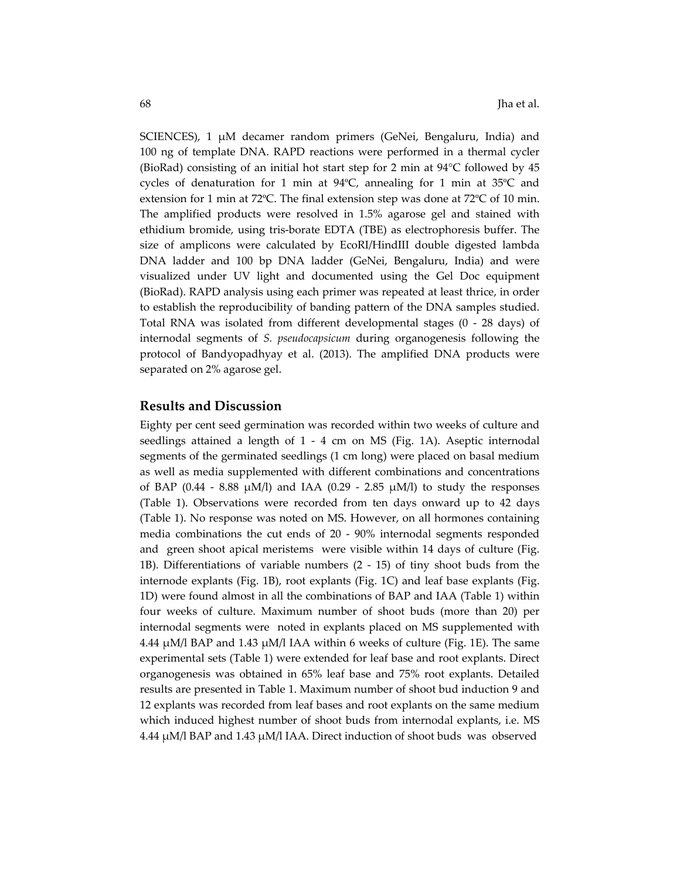SCIENCES), 1 μM decamer random primers (GeNei, Bengaluru, India) and 100 ng of template DNA. RAPD reactions were performed in a thermal cycler (BioRad) consisting of an initial hot start step for 2 min at 94°C followed by 45 cycles of denaturation for 1 min at 94ºC, annealing for 1 min at 35ºC and extension for 1 min at 72ºC. The final extension step was done at 72ºC of 10 min. The amplified products were resolved in 1.5% agarose gel and stained with ethidium bromide, using tris-borate EDTA (TBE) as electrophoresis buffer. The size of amplicons were calculated by EcoRI/HindIII double digested lambda DNA ladder and 100 bp DNA ladder (GeNei, Bengaluru, India) and were visualized under UV light and documented using the Gel Doc equipment (BioRad). RAPD analysis using each primer was repeated at least thrice, in order to establish the reproducibility of banding pattern of the DNA samples studied. Total RNA was isolated from different developmental stages (0 - 28 days) of internodal segments of *S. pseudocapsicum* during organogenesis following the protocol of Bandyopadhyay et al. (2013). The amplified DNA products were separated on 2% agarose gel.

## Results and Discussion

Eighty per cent seed germination was recorded within two weeks of culture and seedlings attained a length of 1 - 4 cm on MS (Fig. 1A). Aseptic internodal segments of the germinated seedlings (1 cm long) were placed on basal medium as well as media supplemented with different combinations and concentrations of BAP (0.44 - 8.88 μM/l) and IAA (0.29 - 2.85 μM/l) to study the responses (Table 1). Observations were recorded from ten days onward up to 42 days (Table 1). No response was noted on MS. However, on all hormones containing media combinations the cut ends of 20 - 90% internodal segments responded and green shoot apical meristems were visible within 14 days of culture (Fig. 1B). Differentiations of variable numbers (2 - 15) of tiny shoot buds from the internode explants (Fig. 1B), root explants (Fig. 1C) and leaf base explants (Fig. 1D) were found almost in all the combinations of BAP and IAA (Table 1) within four weeks of culture. Maximum number of shoot buds (more than 20) per internodal segments were noted in explants placed on MS supplemented with 4.44 μM/l BAP and 1.43 μM/l IAA within 6 weeks of culture (Fig. 1E). The same experimental sets (Table 1) were extended for leaf base and root explants. Direct organogenesis was obtained in 65% leaf base and 75% root explants. Detailed results are presented in Table 1. Maximum number of shoot bud induction 9 and 12 explants was recorded from leaf bases and root explants on the same medium which induced highest number of shoot buds from internodal explants, i.e. MS 4.44 μM/l BAP and 1.43 μM/l IAA. Direct induction of shoot buds was observed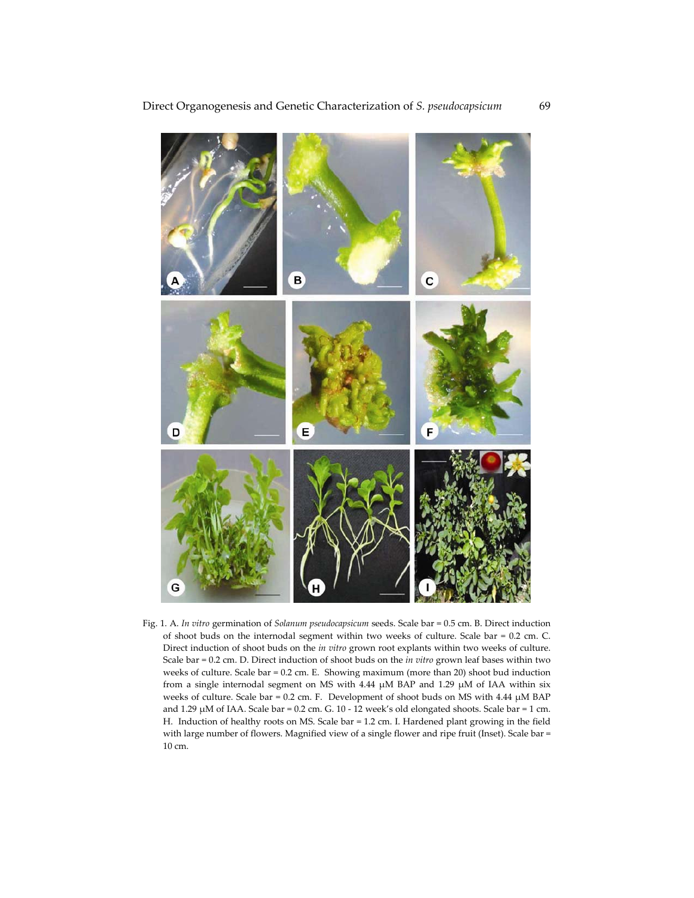Fig. 1. A. *In vitro* germination of *Solanum pseudocapsicum* seeds. Scale bar = 0.5 cm. B. Direct induction of shoot buds on the internodal segment within two weeks of culture. Scale bar = 0.2 cm. C. Direct induction of shoot buds on the *in vitro* grown root explants within two weeks of culture. Scale bar = 0.2 cm. D. Direct induction of shoot buds on the *in vitro* grown leaf bases within two weeks of culture. Scale bar = 0.2 cm. E. Showing maximum (more than 20) shoot bud induction from a single internodal segment on MS with 4.44 μM BAP and 1.29 μM of IAA within six weeks of culture. Scale bar = 0.2 cm. F. Development of shoot buds on MS with 4.44 μM BAP and 1.29 μM of IAA. Scale bar = 0.2 cm. G. 10 - 12 week's old elongated shoots. Scale bar = 1 cm. H. Induction of healthy roots on MS. Scale bar = 1.2 cm. I. Hardened plant growing in the field with large number of flowers. Magnified view of a single flower and ripe fruit (Inset). Scale bar = 10 cm.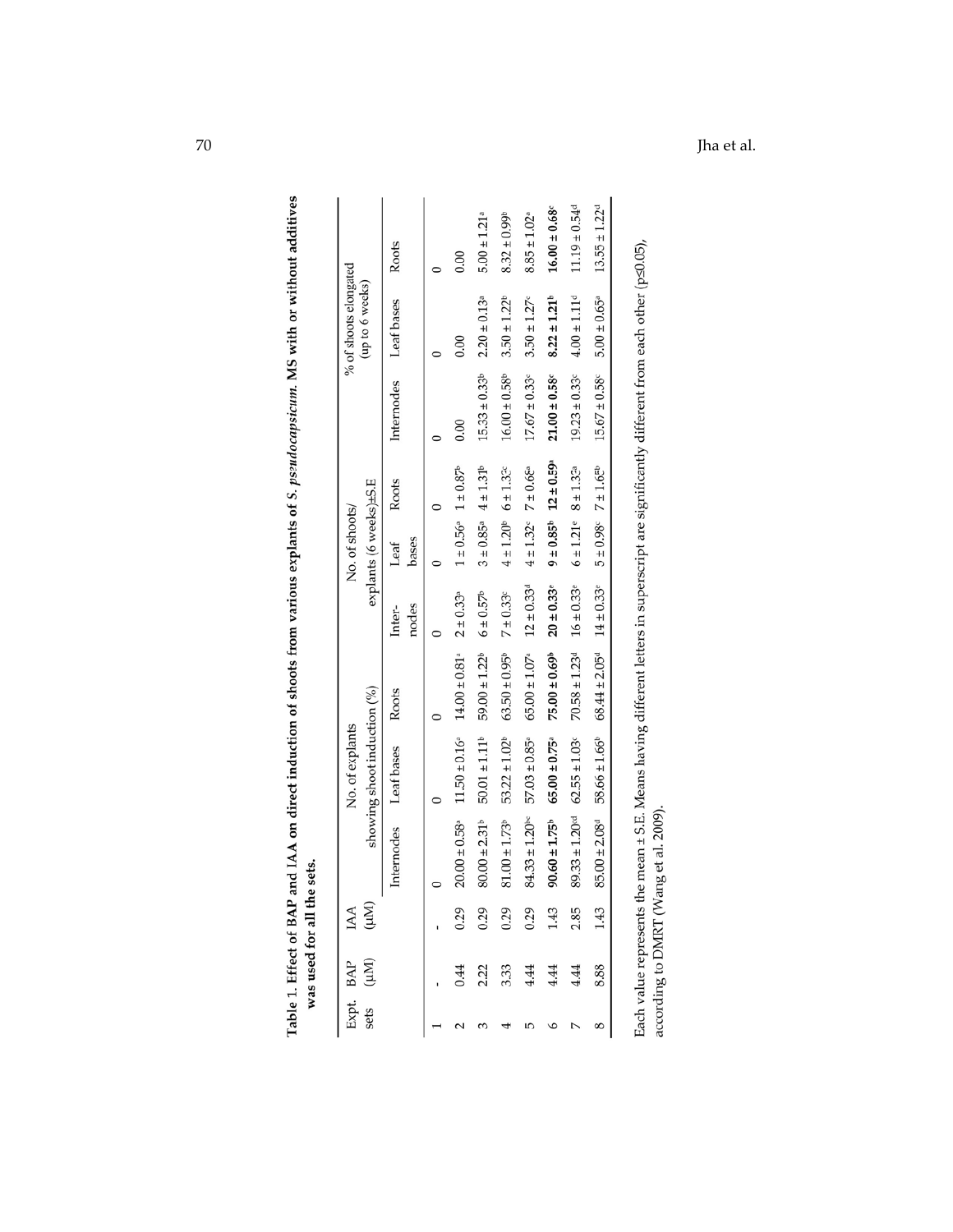**Table 1. Effect of BAP and IAA on direct induction of shoots from various explants of *S. pseudocapsicum*. MS with or without additives was used for all the sets.**

| Expt. sets | BAP (µM) | IAA (µM) | No. of explants showing shoot induction (%) | | | No. of shoots/ explants (6 weeks)±S.E | | | % of shoots elongated (up to 6 weeks) | | |
|---|---|---|---|---|---|---|---|---|---|---|---|
| | | | Internodes | Leaf bases | Roots | Inter-nodes | Leaf bases | Roots | Internodes | Leaf bases | Roots |
| 1 | - | - | 0 | 0 | 0 | 0 | 0 | 0 | 0 | 0 | 0 |
| 2 | 0.44 | 0.29 | 20.00 ± 0.58[a] | 11.50 ± 0.16[a] | 14.00 ± 0.81[a] | 2 ± 0.33[a] | 1 ± 0.56[a] | 1 ± 0.87[b] | 0.00 | 0.00 | 0.00 |
| 3 | 2.22 | 0.29 | 80.00 ± 2.31[b] | 50.01 ± 1.11[b] | 59.00 ± 1.22[b] | 6 ± 0.57[b] | 3 ± 0.85[a] | 4 ± 1.31[b] | 15.33 ± 0.33[b] | 2.20 ± 0.13[a] | 5.00 ± 1.21[a] |
| 4 | 3.33 | 0.29 | 81.00 ± 1.73[b] | 53.22 ± 1.02[b] | 63.50 ± 0.95[b] | 7 ± 0.33[c] | 4 ± 1.20[b] | 6 ± 1.32[c] | 16.00 ± 0.58[b] | 3.50 ± 1.22[b] | 8.32 ± 0.99[b] |
| 5 | 4.44 | 0.29 | 84.33 ± 1.20[bc] | 57.03 ± 0.85[a] | 65.00 ± 1.07[a] | 12 ± 0.33[d] | 4 ± 1.32[c] | 7 ± 0.66[a] | 17.67 ± 0.33[c] | 3.50 ± 1.27[c] | 8.85 ± 1.02[a] |
| 6 | **4.44** | **1.43** | **90.60 ± 1.75[b]** | **65.00 ± 0.75[a]** | **75.00 ± 0.69[b]** | **20 ± 0.33[e]** | **9 ± 0.85[b]** | **12 ± 0.59[b]** | **21.00 ± 0.58[c]** | **8.22 ± 1.21[b]** | **16.00 ± 0.68[c]** |
| 7 | 4.44 | 2.85 | 89.33 ± 1.20[cd] | 62.55 ± 1.03[c] | 70.58 ± 1.23[d] | 16 ± 0.33[e] | 6 ± 1.21[e] | 8 ± 1.32[a] | 19.23 ± 0.33[c] | 4.00 ± 1.11[d] | 11.19 ± 0.54[d] |
| 8 | 8.88 | 1.43 | 85.00 ± 2.08[d] | 58.66 ± 1.66[b] | 68.44 ± 2.05[d] | 14 ± 0.33[e] | 5 ± 0.98[c] | 7 ± 1.65[b] | 15.67 ± 0.58[c] | 5.00 ± 0.65[a] | 13.55 ± 1.22[d] |

Each value represents the mean ± S.E. Means having different letters in superscript are significantly different from each other ($p \leq 0.05$), according to DMRT (Wang et al. 2009).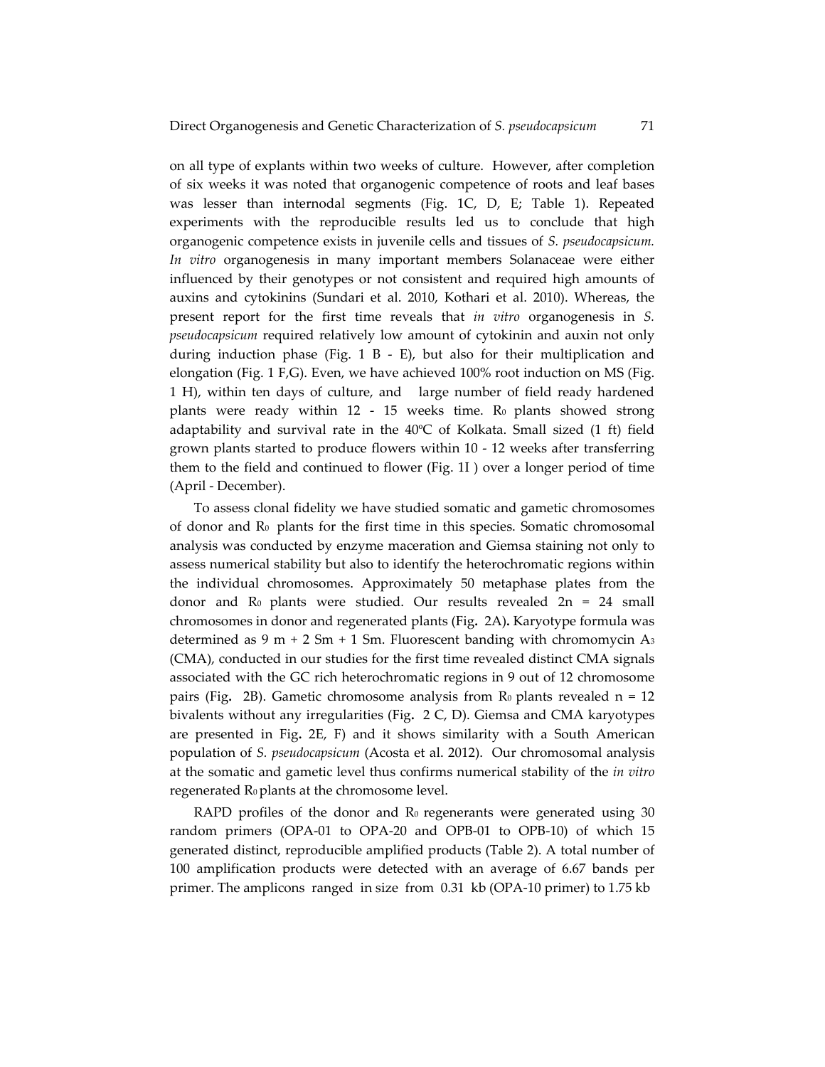on all type of explants within two weeks of culture. However, after completion of six weeks it was noted that organogenic competence of roots and leaf bases was lesser than internodal segments (Fig. 1C, D, E; Table 1). Repeated experiments with the reproducible results led us to conclude that high organogenic competence exists in juvenile cells and tissues of *S. pseudocapsicum. In vitro* organogenesis in many important members Solanaceae were either influenced by their genotypes or not consistent and required high amounts of auxins and cytokinins (Sundari et al. 2010, Kothari et al. 2010). Whereas, the present report for the first time reveals that *in vitro* organogenesis in *S. pseudocapsicum* required relatively low amount of cytokinin and auxin not only during induction phase (Fig. 1 B - E), but also for their multiplication and elongation (Fig. 1 F,G). Even, we have achieved 100% root induction on MS (Fig. 1 H), within ten days of culture, and large number of field ready hardened plants were ready within 12 - 15 weeks time. $R_0$ plants showed strong adaptability and survival rate in the 40ºC of Kolkata. Small sized (1 ft) field grown plants started to produce flowers within 10 - 12 weeks after transferring them to the field and continued to flower (Fig. 1I ) over a longer period of time (April - December).

To assess clonal fidelity we have studied somatic and gametic chromosomes of donor and $R_0$ plants for the first time in this species. Somatic chromosomal analysis was conducted by enzyme maceration and Giemsa staining not only to assess numerical stability but also to identify the heterochromatic regions within the individual chromosomes. Approximately 50 metaphase plates from the donor and $R_0$ plants were studied. Our results revealed 2n = 24 small chromosomes in donor and regenerated plants (Fig**.** 2A)**.** Karyotype formula was determined as 9 m + 2 Sm + 1 Sm. Fluorescent banding with chromomycin $A_3$ (CMA), conducted in our studies for the first time revealed distinct CMA signals associated with the GC rich heterochromatic regions in 9 out of 12 chromosome pairs (Fig**.** 2B). Gametic chromosome analysis from $R_0$ plants revealed n = 12 bivalents without any irregularities (Fig**.** 2 C, D). Giemsa and CMA karyotypes are presented in Fig**.** 2E, F) and it shows similarity with a South American population of *S. pseudocapsicum* (Acosta et al. 2012). Our chromosomal analysis at the somatic and gametic level thus confirms numerical stability of the *in vitro* regenerated $R_0$ plants at the chromosome level.

RAPD profiles of the donor and $R_0$ regenerants were generated using 30 random primers (OPA-01 to OPA-20 and OPB-01 to OPB-10) of which 15 generated distinct, reproducible amplified products (Table 2). A total number of 100 amplification products were detected with an average of 6.67 bands per primer. The amplicons ranged in size from 0.31 kb (OPA-10 primer) to 1.75 kb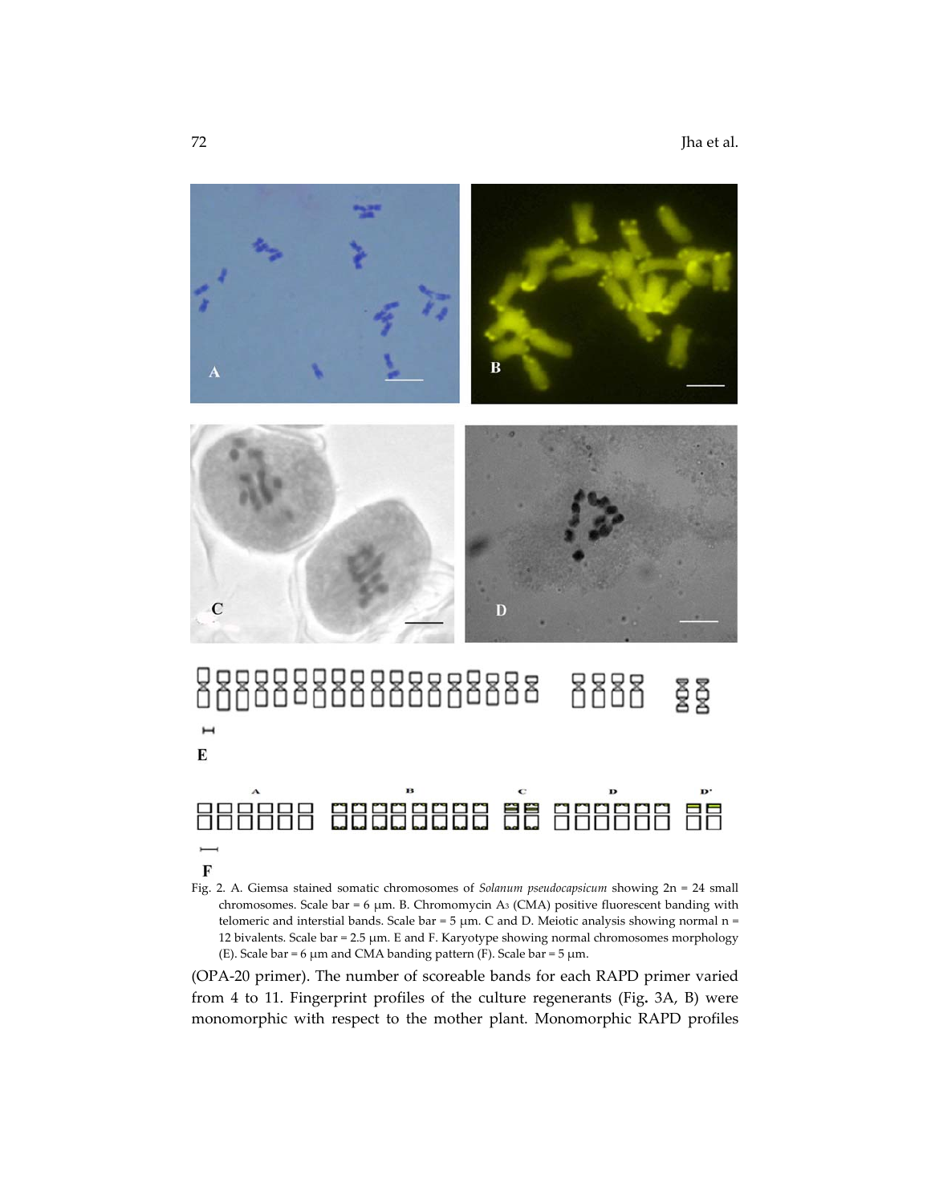Fig. 2. A. Giemsa stained somatic chromosomes of *Solanum pseudocapsicum* showing 2n = 24 small chromosomes. Scale bar = 6 µm. B. Chromomycin $A_3$ (CMA) positive fluorescent banding with telomeric and interstial bands. Scale bar = 5 µm. C and D. Meiotic analysis showing normal n = 12 bivalents. Scale bar = 2.5 µm. E and F. Karyotype showing normal chromosomes morphology (E). Scale bar = 6 µm and CMA banding pattern (F). Scale bar = 5 µm.

(OPA-20 primer). The number of scoreable bands for each RAPD primer varied from 4 to 11. Fingerprint profiles of the culture regenerants (Fig**.** 3A, B) were monomorphic with respect to the mother plant. Monomorphic RAPD profiles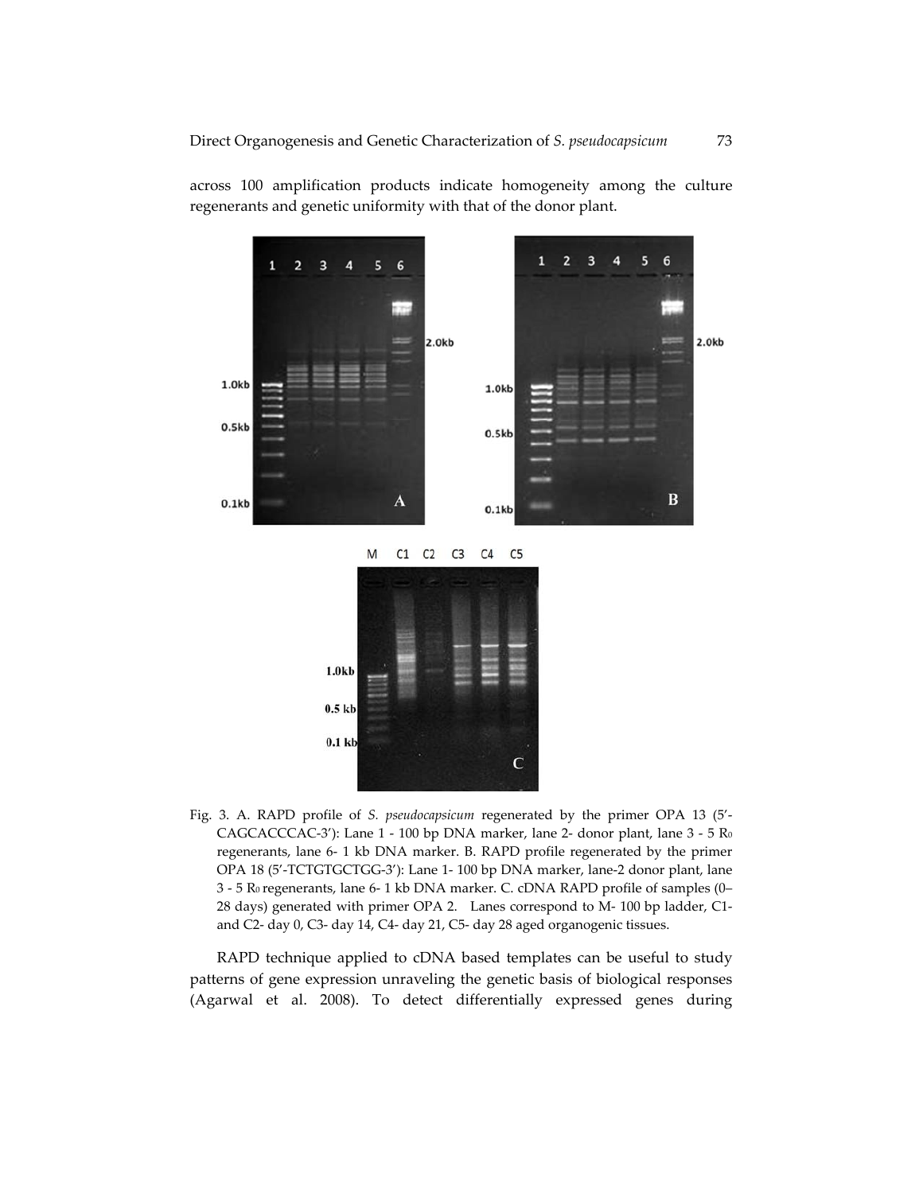across 100 amplification products indicate homogeneity among the culture regenerants and genetic uniformity with that of the donor plant.

Fig. 3. A. RAPD profile of *S. pseudocapsicum* regenerated by the primer OPA 13 (5'-CAGCACCCAC-3'): Lane 1 - 100 bp DNA marker, lane 2- donor plant, lane 3 - 5 $R_0$ regenerants, lane 6- 1 kb DNA marker. B. RAPD profile regenerated by the primer OPA 18 (5'-TCTGTGCTGG-3'): Lane 1- 100 bp DNA marker, lane-2 donor plant, lane 3 - 5 $R_0$ regenerants, lane 6- 1 kb DNA marker. C. cDNA RAPD profile of samples (0–28 days) generated with primer OPA 2. Lanes correspond to M- 100 bp ladder, C1- and C2- day 0, C3- day 14, C4- day 21, C5- day 28 aged organogenic tissues.

RAPD technique applied to cDNA based templates can be useful to study patterns of gene expression unraveling the genetic basis of biological responses (Agarwal et al. 2008). To detect differentially expressed genes during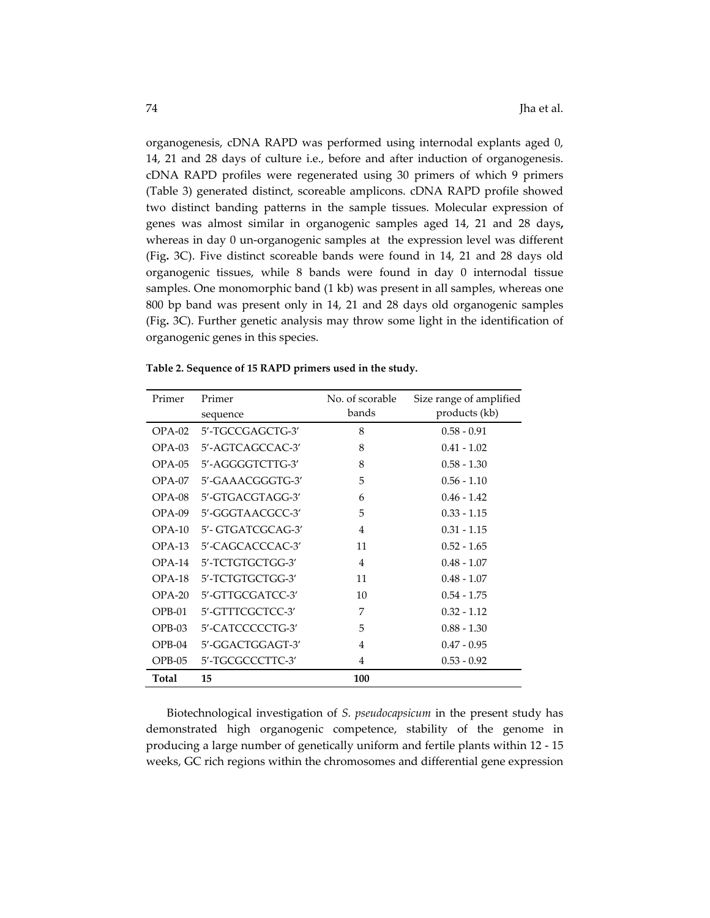organogenesis, cDNA RAPD was performed using internodal explants aged 0, 14, 21 and 28 days of culture i.e., before and after induction of organogenesis. cDNA RAPD profiles were regenerated using 30 primers of which 9 primers (Table 3) generated distinct, scoreable amplicons. cDNA RAPD profile showed two distinct banding patterns in the sample tissues. Molecular expression of genes was almost similar in organogenic samples aged 14, 21 and 28 days**,** whereas in day 0 un-organogenic samples at the expression level was different (Fig**.** 3C). Five distinct scoreable bands were found in 14, 21 and 28 days old organogenic tissues, while 8 bands were found in day 0 internodal tissue samples. One monomorphic band (1 kb) was present in all samples, whereas one 800 bp band was present only in 14, 21 and 28 days old organogenic samples (Fig**.** 3C). Further genetic analysis may throw some light in the identification of organogenic genes in this species.

**Table 2. Sequence of 15 RAPD primers used in the study.**

| Primer | Primer sequence | No. of scorable bands | Size range of amplified products (kb) |
|---|---|---|---|
| OPA-02 | 5′-TGCCGAGCTG-3′ | 8 | 0.58 - 0.91 |
| OPA-03 | 5′-AGTCAGCCAC-3′ | 8 | 0.41 - 1.02 |
| OPA-05 | 5′-AGGGGTCTTG-3′ | 8 | 0.58 - 1.30 |
| OPA-07 | 5′-GAAACGGGTG-3′ | 5 | 0.56 - 1.10 |
| OPA-08 | 5′-GTGACGTAGG-3′ | 6 | 0.46 - 1.42 |
| OPA-09 | 5′-GGGTAACGCC-3′ | 5 | 0.33 - 1.15 |
| OPA-10 | 5′- GTGATCGCAG-3′ | 4 | 0.31 - 1.15 |
| OPA-13 | 5′-CAGCACCCAC-3′ | 11 | 0.52 - 1.65 |
| OPA-14 | 5′-TCTGTGCTGG-3′ | 4 | 0.48 - 1.07 |
| OPA-18 | 5′-TCTGTGCTGG-3′ | 11 | 0.48 - 1.07 |
| OPA-20 | 5′-GTTGCGATCC-3′ | 10 | 0.54 - 1.75 |
| OPB-01 | 5′-GTTTCGCTCC-3′ | 7 | 0.32 - 1.12 |
| OPB-03 | 5′-CATCCCCCTG-3′ | 5 | 0.88 - 1.30 |
| OPB-04 | 5′-GGACTGGAGT-3′ | 4 | 0.47 - 0.95 |
| OPB-05 | 5′-TGCGCCCTTC-3′ | 4 | 0.53 - 0.92 |
| **Total** | **15** | **100** | |

Biotechnological investigation of *S. pseudocapsicum* in the present study has demonstrated high organogenic competence, stability of the genome in producing a large number of genetically uniform and fertile plants within 12 - 15 weeks, GC rich regions within the chromosomes and differential gene expression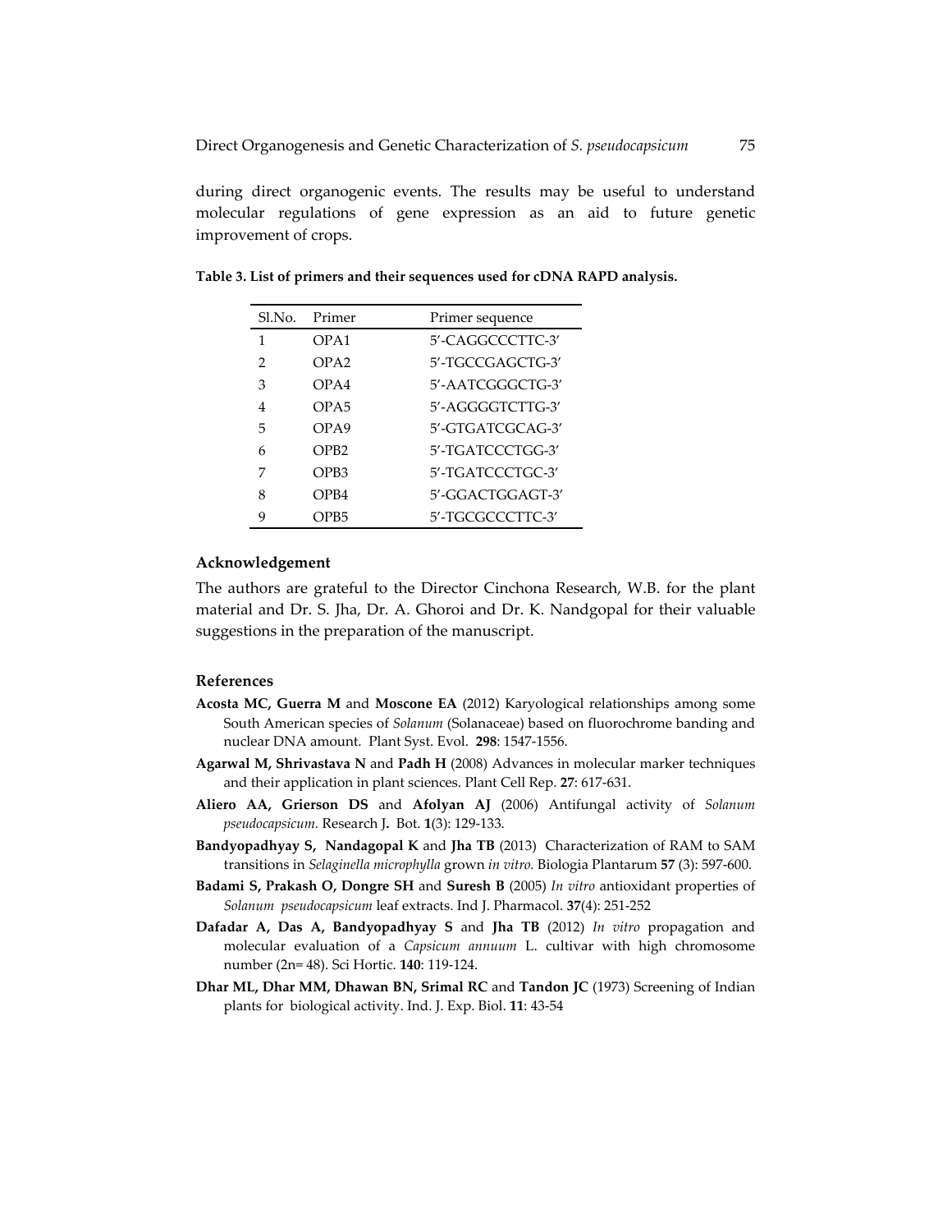during direct organogenic events. The results may be useful to understand molecular regulations of gene expression as an aid to future genetic improvement of crops.

**Table 3. List of primers and their sequences used for cDNA RAPD analysis.**

| Sl.No. | Primer | Primer sequence |
|---|---|---|
| 1 | OPA1 | 5′-CAGGCCCTTC-3′ |
| 2 | OPA2 | 5′-TGCCGAGCTG-3′ |
| 3 | OPA4 | 5′-AATCGGGCTG-3′ |
| 4 | OPA5 | 5′-AGGGGTCTTG-3′ |
| 5 | OPA9 | 5′-GTGATCGCAG-3′ |
| 6 | OPB2 | 5′-TGATCCCTGG-3′ |
| 7 | OPB3 | 5′-TGATCCCTGC-3′ |
| 8 | OPB4 | 5′-GGACTGGAGT-3′ |
| 9 | OPB5 | 5′-TGCGCCCTTC-3′ |

### Acknowledgement

The authors are grateful to the Director Cinchona Research, W.B. for the plant material and Dr. S. Jha, Dr. A. Ghoroi and Dr. K. Nandgopal for their valuable suggestions in the preparation of the manuscript.

### References

**Acosta MC, Guerra M** and **Moscone EA** (2012) Karyological relationships among some South American species of *Solanum* (Solanaceae) based on fluorochrome banding and nuclear DNA amount. Plant Syst. Evol. **298**: 1547-1556.

**Agarwal M, Shrivastava N** and **Padh H** (2008) Advances in molecular marker techniques and their application in plant sciences. Plant Cell Rep. **27**: 617-631.

**Aliero AA, Grierson DS** and **Afolyan AJ** (2006) Antifungal activity of *Solanum pseudocapsicum.* Research J**.** Bot. **1**(3): 129-133.

**Bandyopadhyay S, Nandagopal K** and **Jha TB** (2013) Characterization of RAM to SAM transitions in *Selaginella microphylla* grown *in vitro.* Biologia Plantarum **57** (3): 597-600.

**Badami S, Prakash O, Dongre SH** and **Suresh B** (2005) *In vitro* antioxidant properties of *Solanum pseudocapsicum* leaf extracts. Ind J. Pharmacol. **37**(4): 251-252

**Dafadar A, Das A, Bandyopadhyay S** and **Jha TB** (2012) *In vitro* propagation and molecular evaluation of a *Capsicum annuum* L. cultivar with high chromosome number (2n= 48). Sci Hortic. **140**: 119-124.

**Dhar ML, Dhar MM, Dhawan BN, Srimal RC** and **Tandon JC** (1973) Screening of Indian plants for biological activity. Ind. J. Exp. Biol. **11**: 43-54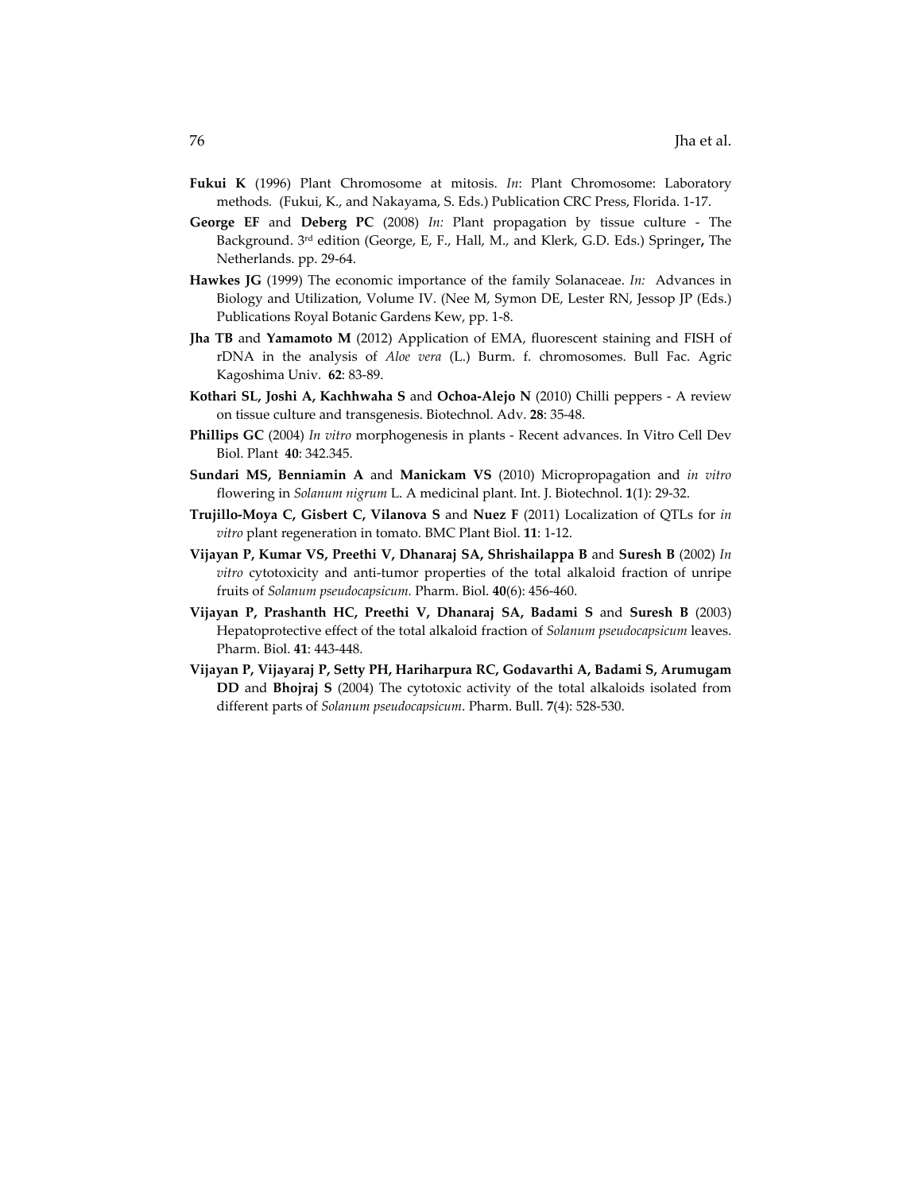**Fukui K** (1996) Plant Chromosome at mitosis. *In*: Plant Chromosome: Laboratory methods. (Fukui, K., and Nakayama, S. Eds.) Publication CRC Press, Florida. 1-17.

**George EF** and **Deberg PC** (2008) *In:* Plant propagation by tissue culture - The Background. 3rd edition (George, E, F., Hall, M., and Klerk, G.D. Eds.) Springer**,** The Netherlands. pp. 29-64.

**Hawkes JG** (1999) The economic importance of the family Solanaceae. *In:* Advances in Biology and Utilization, Volume IV. (Nee M, Symon DE, Lester RN, Jessop JP (Eds.) Publications Royal Botanic Gardens Kew, pp. 1-8.

**Jha TB** and **Yamamoto M** (2012) Application of EMA, fluorescent staining and FISH of rDNA in the analysis of *Aloe vera* (L.) Burm. f. chromosomes. Bull Fac. Agric Kagoshima Univ. **62**: 83-89.

**Kothari SL, Joshi A, Kachhwaha S** and **Ochoa-Alejo N** (2010) Chilli peppers - A review on tissue culture and transgenesis. Biotechnol. Adv. **28**: 35-48.

**Phillips GC** (2004) *In vitro* morphogenesis in plants - Recent advances. In Vitro Cell Dev Biol. Plant **40**: 342.345.

**Sundari MS, Benniamin A** and **Manickam VS** (2010) Micropropagation and *in vitro* flowering in *Solanum nigrum* L. A medicinal plant. Int. J. Biotechnol. **1**(1): 29-32.

**Trujillo-Moya C, Gisbert C, Vilanova S** and **Nuez F** (2011) Localization of QTLs for *in vitro* plant regeneration in tomato. BMC Plant Biol. **11**: 1-12.

**Vijayan P, Kumar VS, Preethi V, Dhanaraj SA, Shrishailappa B** and **Suresh B** (2002) *In vitro* cytotoxicity and anti-tumor properties of the total alkaloid fraction of unripe fruits of *Solanum pseudocapsicum.* Pharm. Biol. **40**(6): 456-460.

**Vijayan P, Prashanth HC, Preethi V, Dhanaraj SA, Badami S** and **Suresh B** (2003) Hepatoprotective effect of the total alkaloid fraction of *Solanum pseudocapsicum* leaves. Pharm. Biol. **41**: 443-448.

**Vijayan P, Vijayaraj P, Setty PH, Hariharpura RC, Godavarthi A, Badami S, Arumugam DD** and **Bhojraj S** (2004) The cytotoxic activity of the total alkaloids isolated from different parts of *Solanum pseudocapsicum*. Pharm. Bull. **7**(4): 528-530.